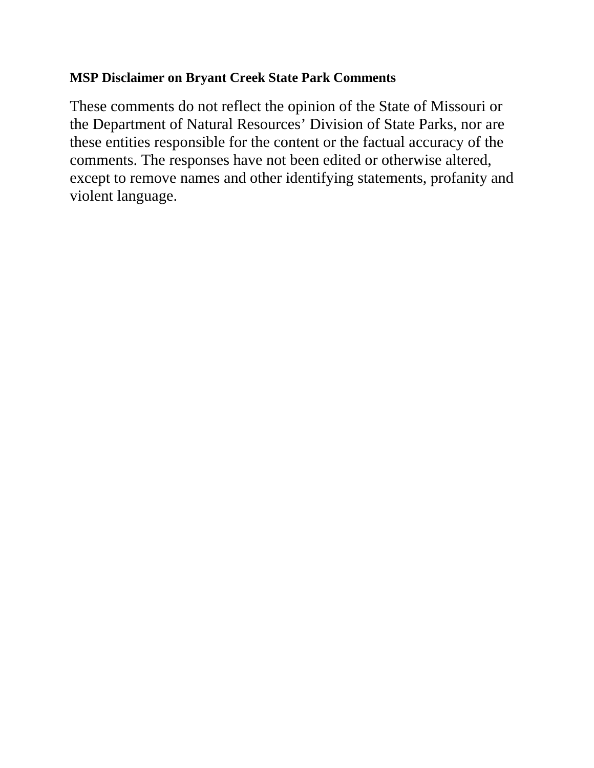**MSP Disclaimer on Bryant Creek State Park Comments**

These comments do not reflect the opinion of the State of Missouri or the Department of Natural Resources' Division of State Parks, nor are these entities responsible for the content or the factual accuracy of the comments. The responses have not been edited or otherwise altered, except to remove names and other identifying statements, profanity and violent language.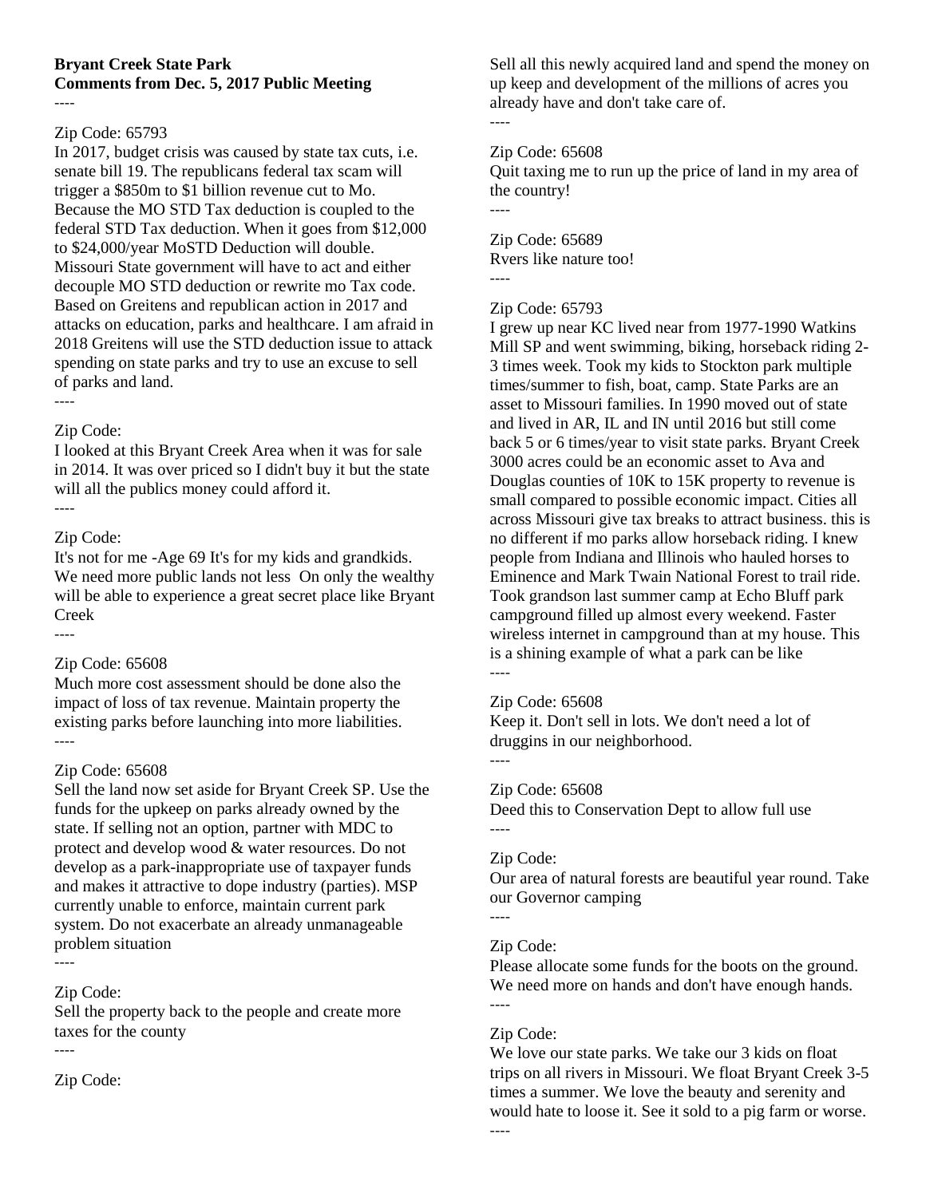**Bryant Creek State Park**
**Comments from Dec. 5, 2017 Public Meeting**

----

Zip Code: 65793

In 2017, budget crisis was caused by state tax cuts, i.e. senate bill 19. The republicans federal tax scam will trigger a \$850m to \$1 billion revenue cut to Mo. Because the MO STD Tax deduction is coupled to the federal STD Tax deduction. When it goes from \$12,000 to \$24,000/year MoSTD Deduction will double. Missouri State government will have to act and either decouple MO STD deduction or rewrite mo Tax code. Based on Greitens and republican action in 2017 and attacks on education, parks and healthcare. I am afraid in 2018 Greitens will use the STD deduction issue to attack spending on state parks and try to use an excuse to sell of parks and land.

----

Zip Code:

I looked at this Bryant Creek Area when it was for sale in 2014. It was over priced so I didn't buy it but the state will all the publics money could afford it.

----

Zip Code:

It's not for me -Age 69 It's for my kids and grandkids. We need more public lands not less On only the wealthy will be able to experience a great secret place like Bryant Creek

----

Zip Code: 65608

Much more cost assessment should be done also the impact of loss of tax revenue. Maintain property the existing parks before launching into more liabilities.

----

Zip Code: 65608

Sell the land now set aside for Bryant Creek SP. Use the funds for the upkeep on parks already owned by the state. If selling not an option, partner with MDC to protect and develop wood & water resources. Do not develop as a park-inappropriate use of taxpayer funds and makes it attractive to dope industry (parties). MSP currently unable to enforce, maintain current park system. Do not exacerbate an already unmanageable problem situation

----

Zip Code:

Sell the property back to the people and create more taxes for the county

----

Zip Code:

Sell all this newly acquired land and spend the money on up keep and development of the millions of acres you already have and don't take care of.

----

Zip Code: 65608

Quit taxing me to run up the price of land in my area of the country!

----

Zip Code: 65689

Rvers like nature too!

----

Zip Code: 65793

I grew up near KC lived near from 1977-1990 Watkins Mill SP and went swimming, biking, horseback riding 2-3 times week. Took my kids to Stockton park multiple times/summer to fish, boat, camp. State Parks are an asset to Missouri families. In 1990 moved out of state and lived in AR, IL and IN until 2016 but still come back 5 or 6 times/year to visit state parks. Bryant Creek 3000 acres could be an economic asset to Ava and Douglas counties of 10K to 15K property to revenue is small compared to possible economic impact. Cities all across Missouri give tax breaks to attract business. this is no different if mo parks allow horseback riding. I knew people from Indiana and Illinois who hauled horses to Eminence and Mark Twain National Forest to trail ride. Took grandson last summer camp at Echo Bluff park campground filled up almost every weekend. Faster wireless internet in campground than at my house. This is a shining example of what a park can be like

----

Zip Code: 65608

Keep it. Don't sell in lots. We don't need a lot of druggins in our neighborhood.

----

Zip Code: 65608

Deed this to Conservation Dept to allow full use

----

Zip Code:

Our area of natural forests are beautiful year round. Take our Governor camping

----

Zip Code:

Please allocate some funds for the boots on the ground. We need more on hands and don't have enough hands.

----

Zip Code:

We love our state parks. We take our 3 kids on float trips on all rivers in Missouri. We float Bryant Creek 3-5 times a summer. We love the beauty and serenity and would hate to loose it. See it sold to a pig farm or worse.

----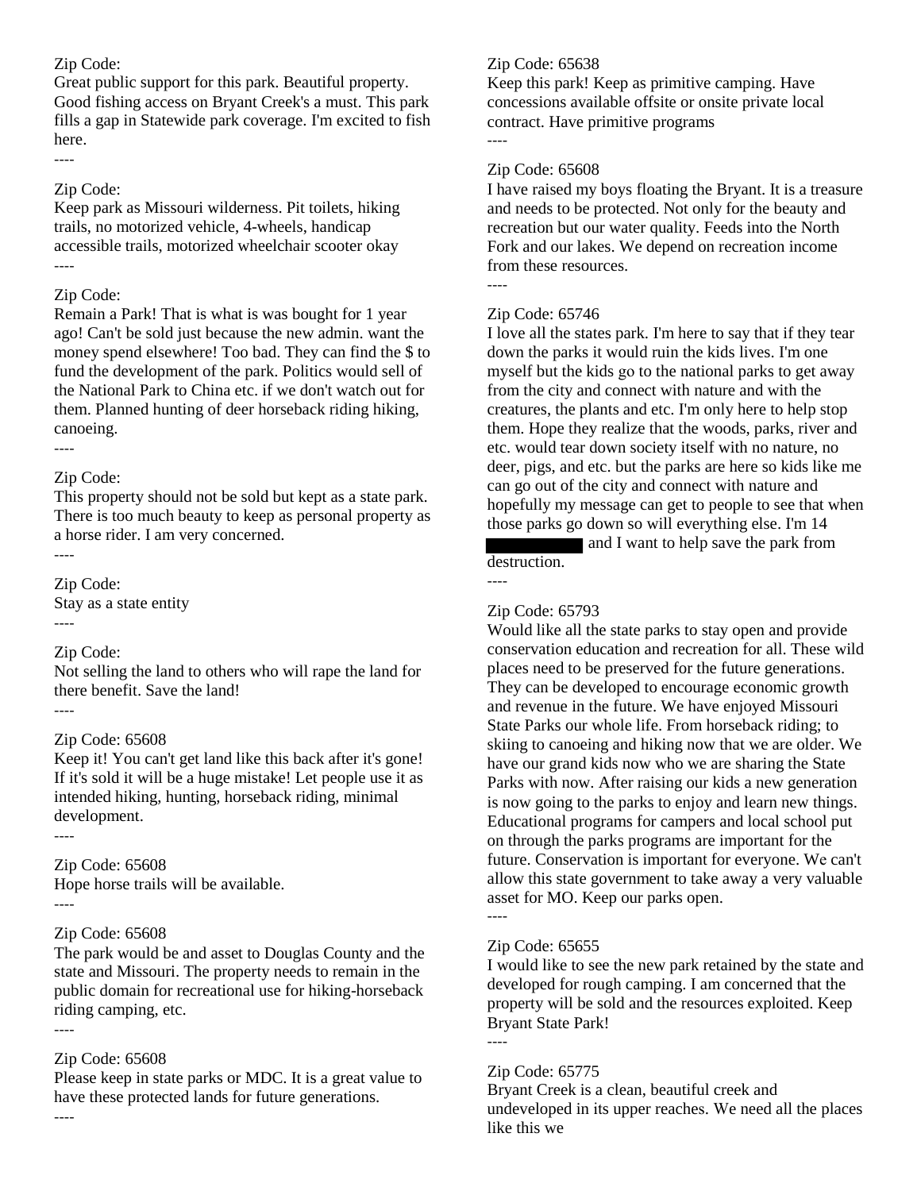Zip Code:
Great public support for this park. Beautiful property. Good fishing access on Bryant Creek's a must. This park fills a gap in Statewide park coverage. I'm excited to fish here.

----

Zip Code:
Keep park as Missouri wilderness. Pit toilets, hiking trails, no motorized vehicle, 4-wheels, handicap accessible trails, motorized wheelchair scooter okay

----

Zip Code:
Remain a Park! That is what is was bought for 1 year ago! Can't be sold just because the new admin. want the money spend elsewhere! Too bad. They can find the $ to fund the development of the park. Politics would sell of the National Park to China etc. if we don't watch out for them. Planned hunting of deer horseback riding hiking, canoeing.

----

Zip Code:
This property should not be sold but kept as a state park. There is too much beauty to keep as personal property as a horse rider. I am very concerned.

----

Zip Code:
Stay as a state entity

----

Zip Code:
Not selling the land to others who will rape the land for there benefit. Save the land!

----

Zip Code: 65608
Keep it! You can't get land like this back after it's gone! If it's sold it will be a huge mistake! Let people use it as intended hiking, hunting, horseback riding, minimal development.

----

Zip Code: 65608
Hope horse trails will be available.

----

Zip Code: 65608
The park would be and asset to Douglas County and the state and Missouri. The property needs to remain in the public domain for recreational use for hiking-horseback riding camping, etc.

----

Zip Code: 65608
Please keep in state parks or MDC. It is a great value to have these protected lands for future generations.

----

Zip Code: 65638
Keep this park! Keep as primitive camping. Have concessions available offsite or onsite private local contract. Have primitive programs

----

Zip Code: 65608
I have raised my boys floating the Bryant. It is a treasure and needs to be protected. Not only for the beauty and recreation but our water quality. Feeds into the North Fork and our lakes. We depend on recreation income from these resources.

----

Zip Code: 65746
I love all the states park. I'm here to say that if they tear down the parks it would ruin the kids lives. I'm one myself but the kids go to the national parks to get away from the city and connect with nature and with the creatures, the plants and etc. I'm only here to help stop them. Hope they realize that the woods, parks, river and etc. would tear down society itself with no nature, no deer, pigs, and etc. but the parks are here so kids like me can go out of the city and connect with nature and hopefully my message can get to people to see that when those parks go down so will everything else. I'm 14 [REDACTED] and I want to help save the park from destruction.

----

Zip Code: 65793
Would like all the state parks to stay open and provide conservation education and recreation for all. These wild places need to be preserved for the future generations. They can be developed to encourage economic growth and revenue in the future. We have enjoyed Missouri State Parks our whole life. From horseback riding; to skiing to canoeing and hiking now that we are older. We have our grand kids now who we are sharing the State Parks with now. After raising our kids a new generation is now going to the parks to enjoy and learn new things. Educational programs for campers and local school put on through the parks programs are important for the future. Conservation is important for everyone. We can't allow this state government to take away a very valuable asset for MO. Keep our parks open.

----

Zip Code: 65655
I would like to see the new park retained by the state and developed for rough camping. I am concerned that the property will be sold and the resources exploited. Keep Bryant State Park!

----

Zip Code: 65775
Bryant Creek is a clean, beautiful creek and undeveloped in its upper reaches. We need all the places like this we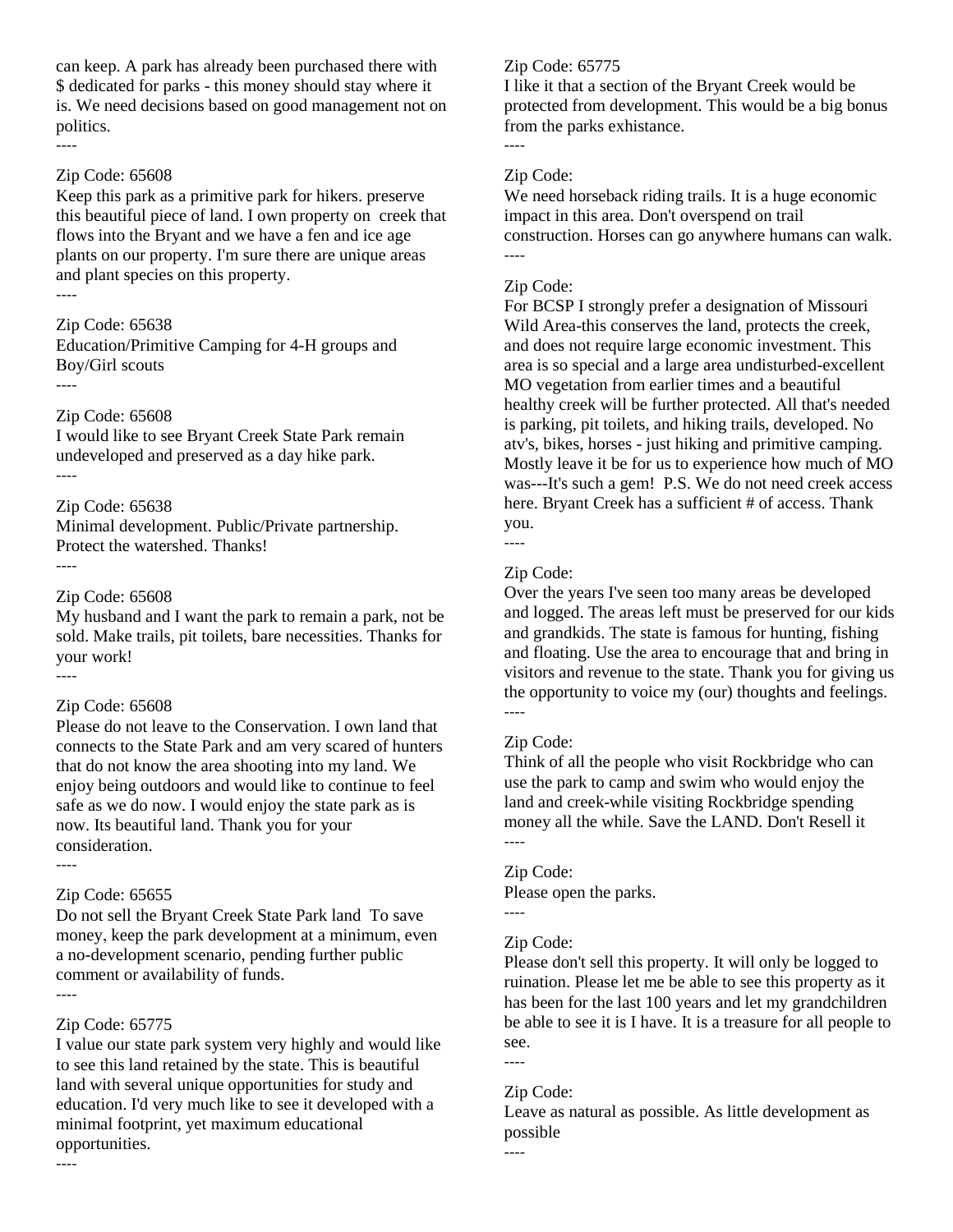can keep. A park has already been purchased there with $ dedicated for parks - this money should stay where it is. We need decisions based on good management not on politics.

----

Zip Code: 65608

Keep this park as a primitive park for hikers. preserve this beautiful piece of land. I own property on creek that flows into the Bryant and we have a fen and ice age plants on our property. I'm sure there are unique areas and plant species on this property.

----

Zip Code: 65638

Education/Primitive Camping for 4-H groups and Boy/Girl scouts

----

Zip Code: 65608

I would like to see Bryant Creek State Park remain undeveloped and preserved as a day hike park.

----

Zip Code: 65638

Minimal development. Public/Private partnership. Protect the watershed. Thanks!

----

Zip Code: 65608

My husband and I want the park to remain a park, not be sold. Make trails, pit toilets, bare necessities. Thanks for your work!

----

Zip Code: 65608

Please do not leave to the Conservation. I own land that connects to the State Park and am very scared of hunters that do not know the area shooting into my land. We enjoy being outdoors and would like to continue to feel safe as we do now. I would enjoy the state park as is now. Its beautiful land. Thank you for your consideration.

----

Zip Code: 65655

Do not sell the Bryant Creek State Park land To save money, keep the park development at a minimum, even a no-development scenario, pending further public comment or availability of funds.

----

Zip Code: 65775

I value our state park system very highly and would like to see this land retained by the state. This is beautiful land with several unique opportunities for study and education. I'd very much like to see it developed with a minimal footprint, yet maximum educational opportunities.

----

Zip Code: 65775

I like it that a section of the Bryant Creek would be protected from development. This would be a big bonus from the parks exhistance.

----

Zip Code:

We need horseback riding trails. It is a huge economic impact in this area. Don't overspend on trail construction. Horses can go anywhere humans can walk.

----

Zip Code:

For BCSP I strongly prefer a designation of Missouri Wild Area-this conserves the land, protects the creek, and does not require large economic investment. This area is so special and a large area undisturbed-excellent MO vegetation from earlier times and a beautiful healthy creek will be further protected. All that's needed is parking, pit toilets, and hiking trails, developed. No atv's, bikes, horses - just hiking and primitive camping. Mostly leave it be for us to experience how much of MO was---It's such a gem! P.S. We do not need creek access here. Bryant Creek has a sufficient # of access. Thank you.

----

Zip Code:

Over the years I've seen too many areas be developed and logged. The areas left must be preserved for our kids and grandkids. The state is famous for hunting, fishing and floating. Use the area to encourage that and bring in visitors and revenue to the state. Thank you for giving us the opportunity to voice my (our) thoughts and feelings.

----

Zip Code:

Think of all the people who visit Rockbridge who can use the park to camp and swim who would enjoy the land and creek-while visiting Rockbridge spending money all the while. Save the LAND. Don't Resell it

----

Zip Code:

Please open the parks.

----

Zip Code:

Please don't sell this property. It will only be logged to ruination. Please let me be able to see this property as it has been for the last 100 years and let my grandchildren be able to see it is I have. It is a treasure for all people to see.

----

Zip Code:

Leave as natural as possible. As little development as possible

----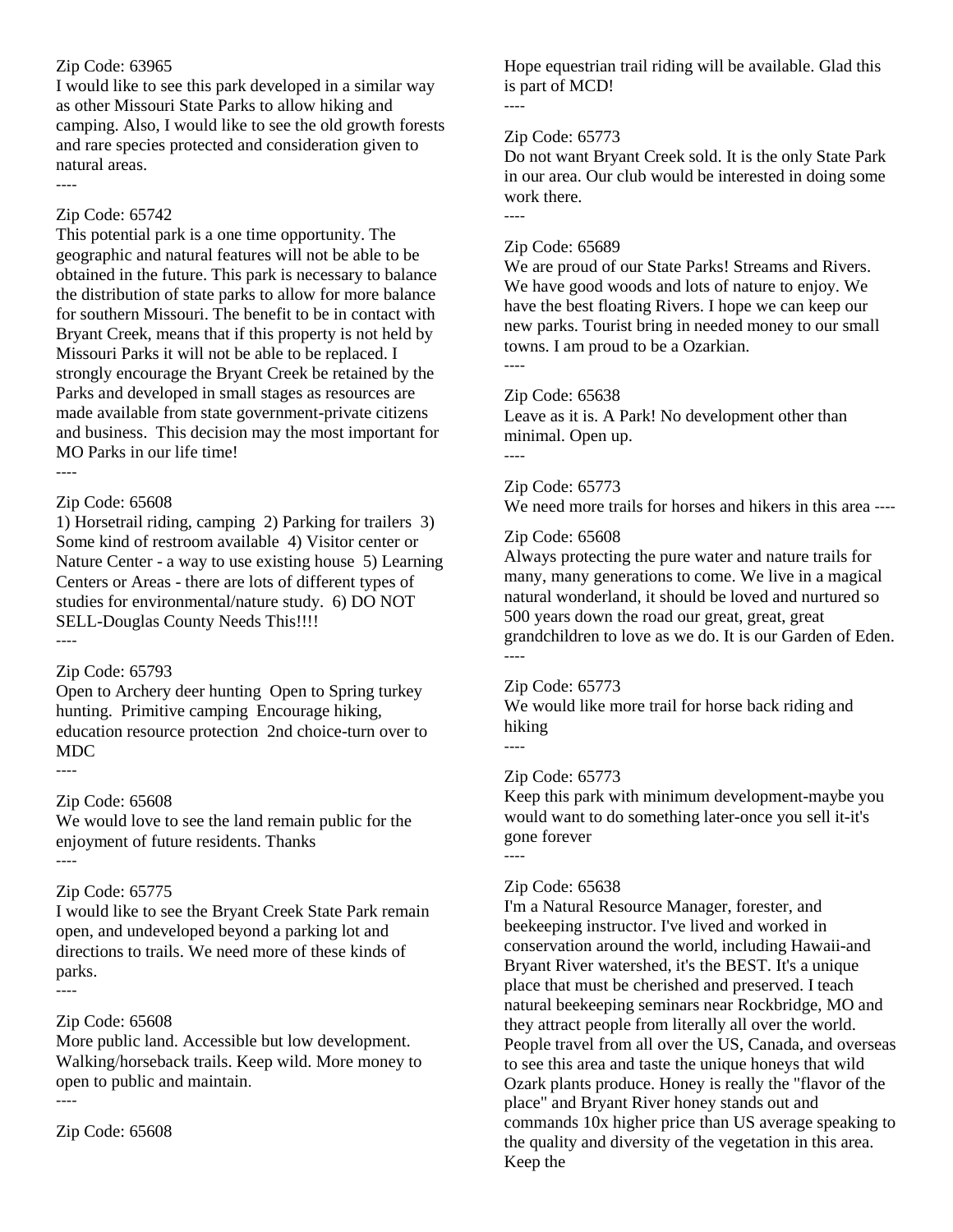Zip Code: 63965
I would like to see this park developed in a similar way as other Missouri State Parks to allow hiking and camping. Also, I would like to see the old growth forests and rare species protected and consideration given to natural areas.
----

Zip Code: 65742
This potential park is a one time opportunity. The geographic and natural features will not be able to be obtained in the future. This park is necessary to balance the distribution of state parks to allow for more balance for southern Missouri. The benefit to be in contact with Bryant Creek, means that if this property is not held by Missouri Parks it will not be able to be replaced. I strongly encourage the Bryant Creek be retained by the Parks and developed in small stages as resources are made available from state government-private citizens and business. This decision may the most important for MO Parks in our life time!
----

Zip Code: 65608
1) Horsetrail riding, camping 2) Parking for trailers 3) Some kind of restroom available 4) Visitor center or Nature Center - a way to use existing house 5) Learning Centers or Areas - there are lots of different types of studies for environmental/nature study. 6) DO NOT SELL-Douglas County Needs This!!!!
----

Zip Code: 65793
Open to Archery deer hunting Open to Spring turkey hunting. Primitive camping Encourage hiking, education resource protection 2nd choice-turn over to MDC
----

Zip Code: 65608
We would love to see the land remain public for the enjoyment of future residents. Thanks
----

Zip Code: 65775
I would like to see the Bryant Creek State Park remain open, and undeveloped beyond a parking lot and directions to trails. We need more of these kinds of parks.
----

Zip Code: 65608
More public land. Accessible but low development. Walking/horseback trails. Keep wild. More money to open to public and maintain.
----

Zip Code: 65608
Hope equestrian trail riding will be available. Glad this is part of MCD!
----

Zip Code: 65773
Do not want Bryant Creek sold. It is the only State Park in our area. Our club would be interested in doing some work there.
----

Zip Code: 65689
We are proud of our State Parks! Streams and Rivers. We have good woods and lots of nature to enjoy. We have the best floating Rivers. I hope we can keep our new parks. Tourist bring in needed money to our small towns. I am proud to be a Ozarkian.
----

Zip Code: 65638
Leave as it is. A Park! No development other than minimal. Open up.
----

Zip Code: 65773
We need more trails for horses and hikers in this area ----

Zip Code: 65608
Always protecting the pure water and nature trails for many, many generations to come. We live in a magical natural wonderland, it should be loved and nurtured so 500 years down the road our great, great, great grandchildren to love as we do. It is our Garden of Eden.
----

Zip Code: 65773
We would like more trail for horse back riding and hiking
----

Zip Code: 65773
Keep this park with minimum development-maybe you would want to do something later-once you sell it-it's gone forever
----

Zip Code: 65638
I'm a Natural Resource Manager, forester, and beekeeping instructor. I've lived and worked in conservation around the world, including Hawaii-and Bryant River watershed, it's the BEST. It's a unique place that must be cherished and preserved. I teach natural beekeeping seminars near Rockbridge, MO and they attract people from literally all over the world. People travel from all over the US, Canada, and overseas to see this area and taste the unique honeys that wild Ozark plants produce. Honey is really the "flavor of the place" and Bryant River honey stands out and commands 10x higher price than US average speaking to the quality and diversity of the vegetation in this area. Keep the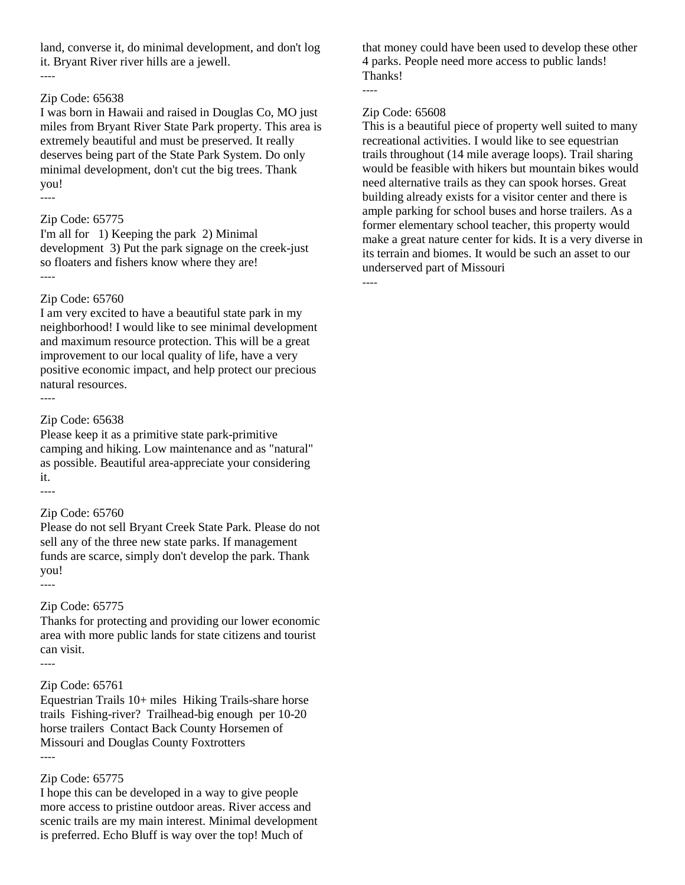land, converse it, do minimal development, and don't log it. Bryant River river hills are a jewell.

----

Zip Code: 65638

I was born in Hawaii and raised in Douglas Co, MO just miles from Bryant River State Park property. This area is extremely beautiful and must be preserved. It really deserves being part of the State Park System. Do only minimal development, don't cut the big trees. Thank you!

----

Zip Code: 65775

I'm all for 1) Keeping the park 2) Minimal development 3) Put the park signage on the creek-just so floaters and fishers know where they are!

----

Zip Code: 65760

I am very excited to have a beautiful state park in my neighborhood! I would like to see minimal development and maximum resource protection. This will be a great improvement to our local quality of life, have a very positive economic impact, and help protect our precious natural resources.

----

Zip Code: 65638

Please keep it as a primitive state park-primitive camping and hiking. Low maintenance and as "natural" as possible. Beautiful area-appreciate your considering it.

----

Zip Code: 65760

Please do not sell Bryant Creek State Park. Please do not sell any of the three new state parks. If management funds are scarce, simply don't develop the park. Thank you!

----

Zip Code: 65775

Thanks for protecting and providing our lower economic area with more public lands for state citizens and tourist can visit.

----

Zip Code: 65761

Equestrian Trails 10+ miles Hiking Trails-share horse trails Fishing-river? Trailhead-big enough per 10-20 horse trailers Contact Back County Horsemen of Missouri and Douglas County Foxtrotters

----

Zip Code: 65775

I hope this can be developed in a way to give people more access to pristine outdoor areas. River access and scenic trails are my main interest. Minimal development is preferred. Echo Bluff is way over the top! Much of that money could have been used to develop these other 4 parks. People need more access to public lands! Thanks!

----

Zip Code: 65608

This is a beautiful piece of property well suited to many recreational activities. I would like to see equestrian trails throughout (14 mile average loops). Trail sharing would be feasible with hikers but mountain bikes would need alternative trails as they can spook horses. Great building already exists for a visitor center and there is ample parking for school buses and horse trailers. As a former elementary school teacher, this property would make a great nature center for kids. It is a very diverse in its terrain and biomes. It would be such an asset to our underserved part of Missouri

----